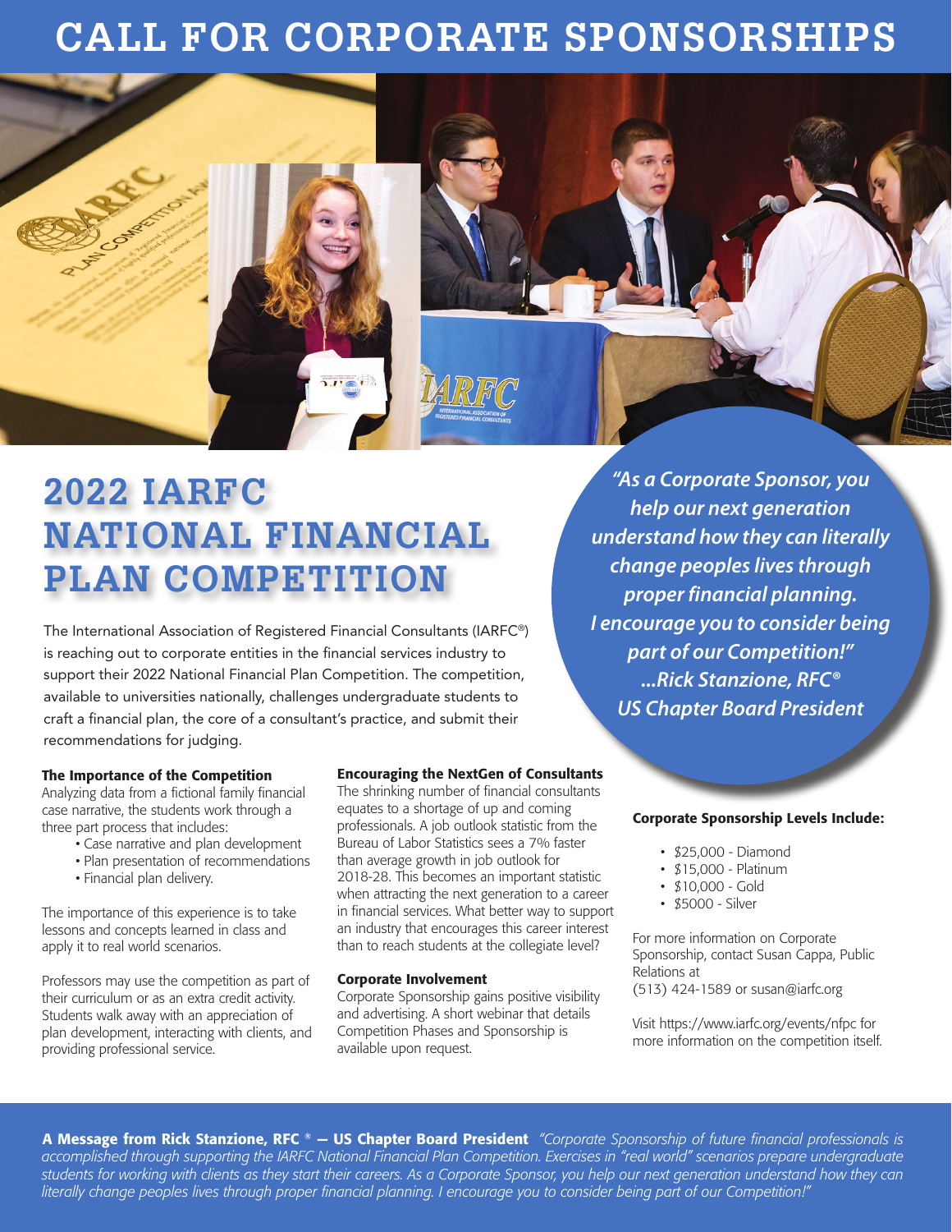// CALL FOR CORPORATE SPONSORSHIPS

# CALL FOR CORPORATE SPONSORSHIPS

## 2022 IARFC NATIONAL FINANCIAL PLAN COMPETITION

The International Association of Registered Financial Consultants (IARFC®) is reaching out to corporate entities in the financial services industry to support their 2022 National Financial Plan Competition. The competition, available to universities nationally, challenges undergraduate students to craft a financial plan, the core of a consultant's practice, and submit their recommendations for judging.

*"As a Corporate Sponsor, you help our next generation understand how they can literally change peoples lives through proper financial planning. I encourage you to consider being part of our Competition!" ...Rick Stanzione, RFC® US Chapter Board President*

### The Importance of the Competition

Analyzing data from a fictional family financial case narrative, the students work through a three part process that includes:

- Case narrative and plan development
- Plan presentation of recommendations
- Financial plan delivery.

The importance of this experience is to take lessons and concepts learned in class and apply it to real world scenarios.

Professors may use the competition as part of their curriculum or as an extra credit activity. Students walk away with an appreciation of plan development, interacting with clients, and providing professional service.

### Encouraging the NextGen of Consultants

The shrinking number of financial consultants equates to a shortage of up and coming professionals. A job outlook statistic from the Bureau of Labor Statistics sees a 7% faster than average growth in job outlook for 2018-28. This becomes an important statistic when attracting the next generation to a career in financial services. What better way to support an industry that encourages this career interest than to reach students at the collegiate level?

### Corporate Involvement

Corporate Sponsorship gains positive visibility and advertising. A short webinar that details Competition Phases and Sponsorship is available upon request.

### Corporate Sponsorship Levels Include:

- $25,000 - Diamond
- $15,000 - Platinum
- $10,000 - Gold
- $5000 - Silver

For more information on Corporate Sponsorship, contact Susan Cappa, Public Relations at
(513) 424-1589 or susan@iarfc.org

Visit https://www.iarfc.org/events/nfpc for more information on the competition itself.

**A Message from Rick Stanzione, RFC ® — US Chapter Board President** *"Corporate Sponsorship of future financial professionals is accomplished through supporting the IARFC National Financial Plan Competition. Exercises in "real world" scenarios prepare undergraduate students for working with clients as they start their careers. As a Corporate Sponsor, you help our next generation understand how they can literally change peoples lives through proper financial planning. I encourage you to consider being part of our Competition!"*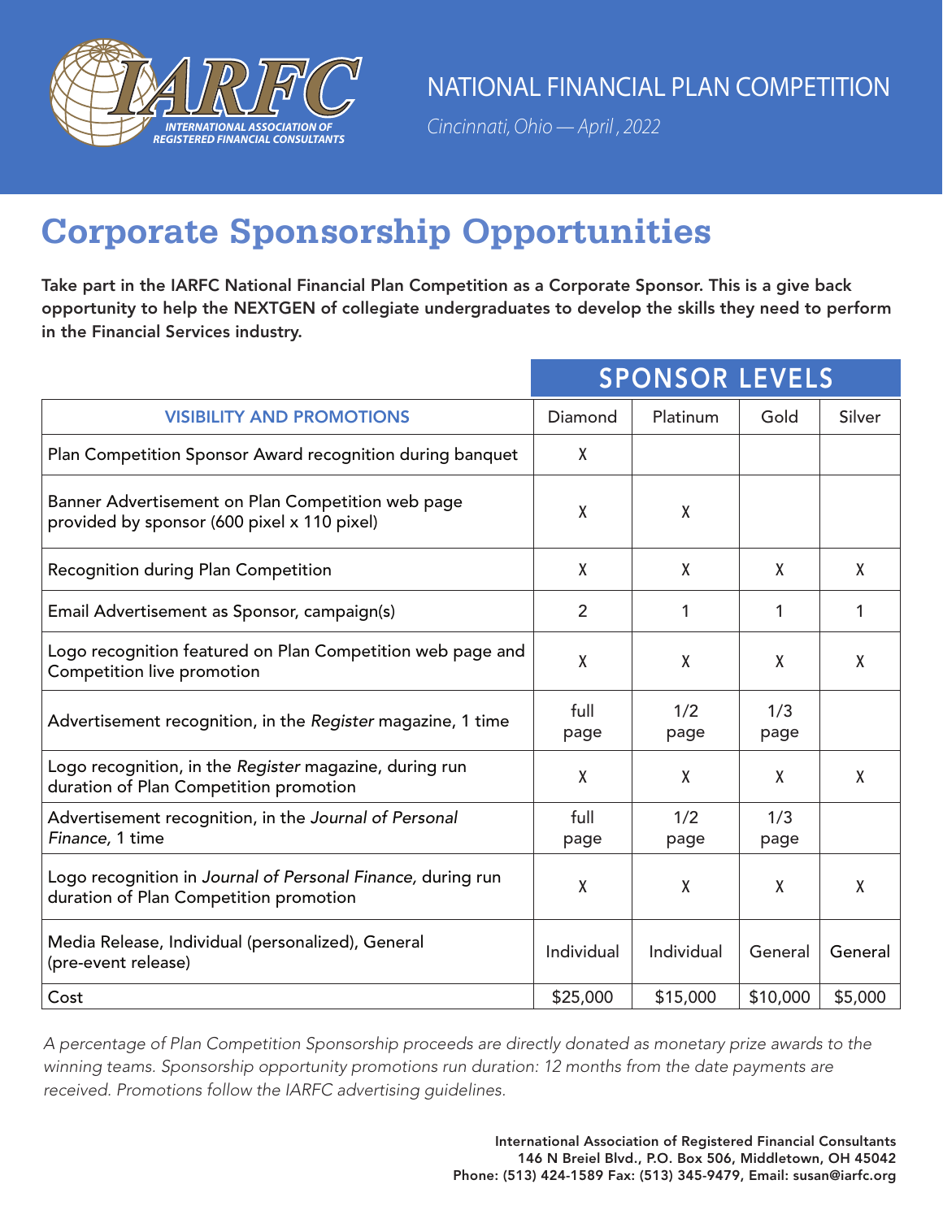IARFC
INTERNATIONAL ASSOCIATION OF REGISTERED FINANCIAL CONSULTANTS

NATIONAL FINANCIAL PLAN COMPETITION

*Cincinnati, Ohio — April , 2022*

# Corporate Sponsorship Opportunities

**Take part in the IARFC National Financial Plan Competition as a Corporate Sponsor. This is a give back opportunity to help the NEXTGEN of collegiate undergraduates to develop the skills they need to perform in the Financial Services industry.**

| | SPONSOR LEVELS | | | |
|---|---|---|---|---|
| VISIBILITY AND PROMOTIONS | Diamond | Platinum | Gold | Silver |
| Plan Competition Sponsor Award recognition during banquet | X | | | |
| Banner Advertisement on Plan Competition web page provided by sponsor (600 pixel x 110 pixel) | X | X | | |
| Recognition during Plan Competition | X | X | X | X |
| Email Advertisement as Sponsor, campaign(s) | 2 | 1 | 1 | 1 |
| Logo recognition featured on Plan Competition web page and Competition live promotion | X | X | X | X |
| Advertisement recognition, in the *Register* magazine, 1 time | full page | 1/2 page | 1/3 page | |
| Logo recognition, in the *Register* magazine, during run duration of Plan Competition promotion | X | X | X | X |
| Advertisement recognition, in the *Journal of Personal Finance*, 1 time | full page | 1/2 page | 1/3 page | |
| Logo recognition in *Journal of Personal Finance*, during run duration of Plan Competition promotion | X | X | X | X |
| Media Release, Individual (personalized), General (pre-event release) | Individual | Individual | General | General |
| Cost | $25,000 | $15,000 | $10,000 | $5,000 |

*A percentage of Plan Competition Sponsorship proceeds are directly donated as monetary prize awards to the winning teams. Sponsorship opportunity promotions run duration: 12 months from the date payments are received. Promotions follow the IARFC advertising guidelines.*

**International Association of Registered Financial Consultants**
**146 N Breiel Blvd., P.O. Box 506, Middletown, OH 45042**
**Phone: (513) 424-1589 Fax: (513) 345-9479, Email: susan@iarfc.org**